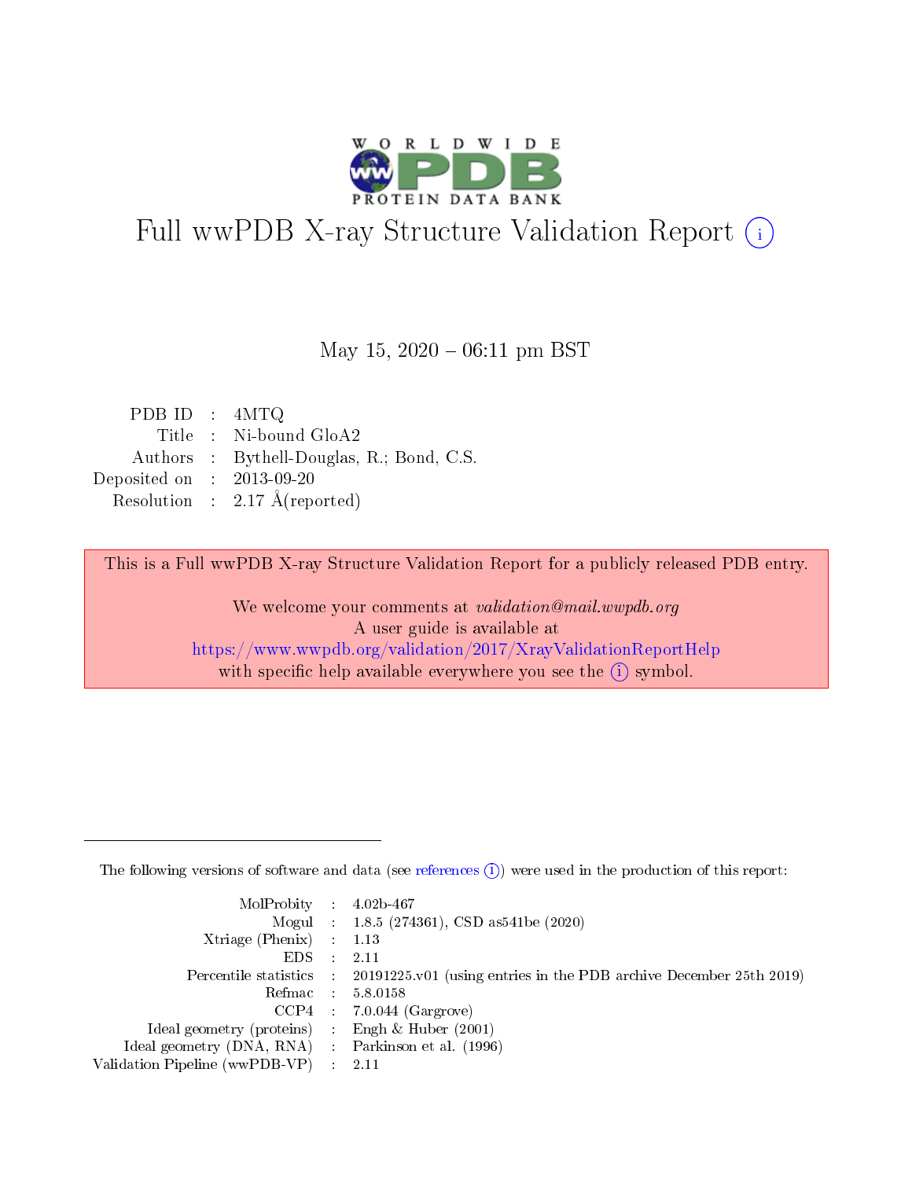# Full wwPDB X-ray Structure Validation Report (i)

May 15, 2020 – 06:11 pm BST

| | | |
|---|---|---|
| PDB ID | : | 4MTQ |
| Title | : | Ni-bound GloA2 |
| Authors | : | Bythell-Douglas, R.; Bond, C.S. |
| Deposited on | : | 2013-09-20 |
| Resolution | : | 2.17 Å(reported) |

This is a Full wwPDB X-ray Structure Validation Report for a publicly released PDB entry.

We welcome your comments at *validation@mail.wwpdb.org*
A user guide is available at
https://www.wwpdb.org/validation/2017/XrayValidationReportHelp
with specific help available everywhere you see the (i) symbol.

The following versions of software and data (see references (i)) were used in the production of this report:

| | | |
|---|---|---|
| MolProbity | : | 4.02b-467 |
| Mogul | : | 1.8.5 (274361), CSD as541be (2020) |
| Xtriage (Phenix) | : | 1.13 |
| EDS | : | 2.11 |
| Percentile statistics | : | 20191225.v01 (using entries in the PDB archive December 25th 2019) |
| Refmac | : | 5.8.0158 |
| CCP4 | : | 7.0.044 (Gargrove) |
| Ideal geometry (proteins) | : | Engh & Huber (2001) |
| Ideal geometry (DNA, RNA) | : | Parkinson et al. (1996) |
| Validation Pipeline (wwPDB-VP) | : | 2.11 |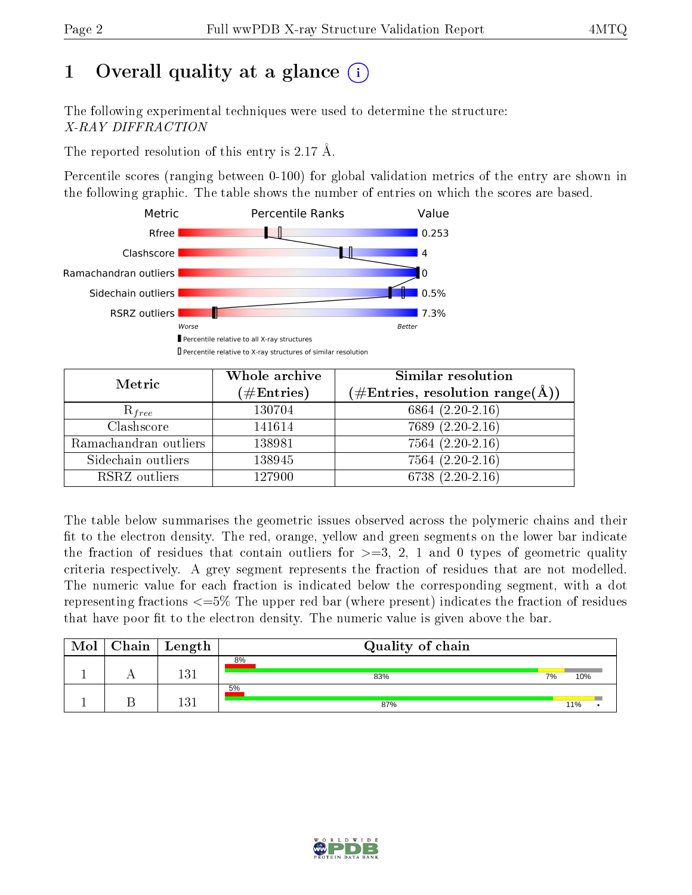# 1 Overall quality at a glance (i)

The following experimental techniques were used to determine the structure:
*X-RAY DIFFRACTION*

The reported resolution of this entry is 2.17 Å.

Percentile scores (ranging between 0-100) for global validation metrics of the entry are shown in the following graphic. The table shows the number of entries on which the scores are based.

| Metric | Value |
|---|---|
| Rfree | 0.253 |
| Clashscore | 4 |
| Ramachandran outliers | 0 |
| Sidechain outliers | 0.5% |
| RSRZ outliers | 7.3% |

Worse — Better

▮ Percentile relative to all X-ray structures
▯ Percentile relative to X-ray structures of similar resolution

| Metric | Whole archive (#Entries) | Similar resolution (#Entries, resolution range(Å)) |
|---|---|---|
| $R_{free}$ | 130704 | 6864 (2.20-2.16) |
| Clashscore | 141614 | 7689 (2.20-2.16) |
| Ramachandran outliers | 138981 | 7564 (2.20-2.16) |
| Sidechain outliers | 138945 | 7564 (2.20-2.16) |
| RSRZ outliers | 127900 | 6738 (2.20-2.16) |

The table below summarises the geometric issues observed across the polymeric chains and their fit to the electron density. The red, orange, yellow and green segments on the lower bar indicate the fraction of residues that contain outliers for >=3, 2, 1 and 0 types of geometric quality criteria respectively. A grey segment represents the fraction of residues that are not modelled. The numeric value for each fraction is indicated below the corresponding segment, with a dot representing fractions <=5% The upper red bar (where present) indicates the fraction of residues that have poor fit to the electron density. The numeric value is given above the bar.

| Mol | Chain | Length | Quality of chain |
|---|---|---|---|
| 1 | A | 131 | 8% / 83%, 7%, 10% |
| 1 | B | 131 | 5% / 87%, 11%, • |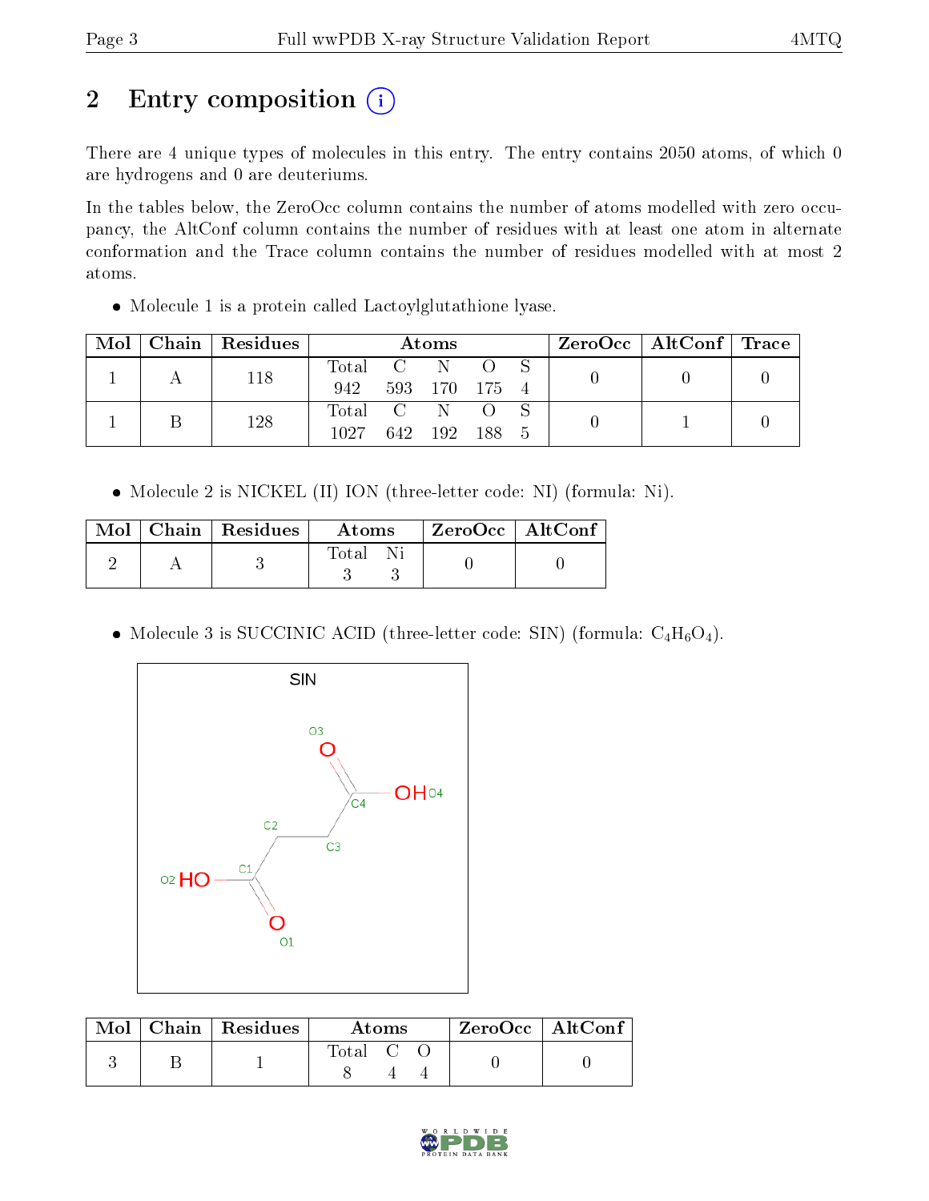# 2 Entry composition

There are 4 unique types of molecules in this entry. The entry contains 2050 atoms, of which 0 are hydrogens and 0 are deuteriums.

In the tables below, the ZeroOcc column contains the number of atoms modelled with zero occupancy, the AltConf column contains the number of residues with at least one atom in alternate conformation and the Trace column contains the number of residues modelled with at most 2 atoms.

- Molecule 1 is a protein called Lactoylglutathione lyase.

| Mol | Chain | Residues | Atoms | | | | | ZeroOcc | AltConf | Trace |
|---|---|---|---|---|---|---|---|---|---|---|
| 1 | A | 118 | Total 942 | C 593 | N 170 | O 175 | S 4 | 0 | 0 | 0 |
| 1 | B | 128 | Total 1027 | C 642 | N 192 | O 188 | S 5 | 0 | 1 | 0 |

- Molecule 2 is NICKEL (II) ION (three-letter code: NI) (formula: Ni).

| Mol | Chain | Residues | Atoms | | ZeroOcc | AltConf |
|---|---|---|---|---|---|---|
| 2 | A | 3 | Total 3 | Ni 3 | 0 | 0 |

- Molecule 3 is SUCCINIC ACID (three-letter code: SIN) (formula: $C_4H_6O_4$).

| Mol | Chain | Residues | Atoms | | | ZeroOcc | AltConf |
|---|---|---|---|---|---|---|---|
| 3 | B | 1 | Total 8 | C 4 | O 4 | 0 | 0 |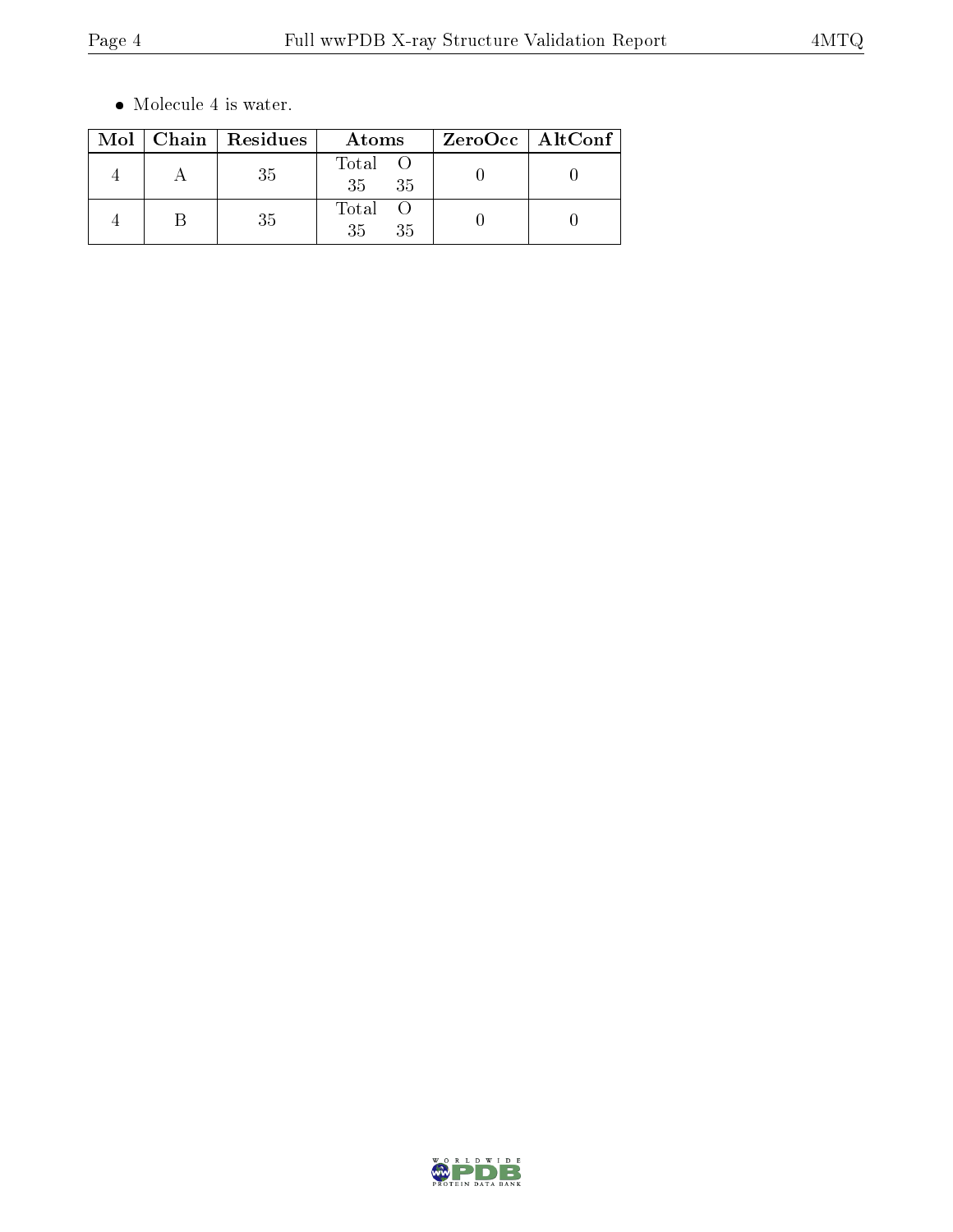- Molecule 4 is water.

| Mol | Chain | Residues | Atoms | ZeroOcc | AltConf |
|---|---|---|---|---|---|
| 4 | A | 35 | Total O<br>35 35 | 0 | 0 |
| 4 | B | 35 | Total O<br>35 35 | 0 | 0 |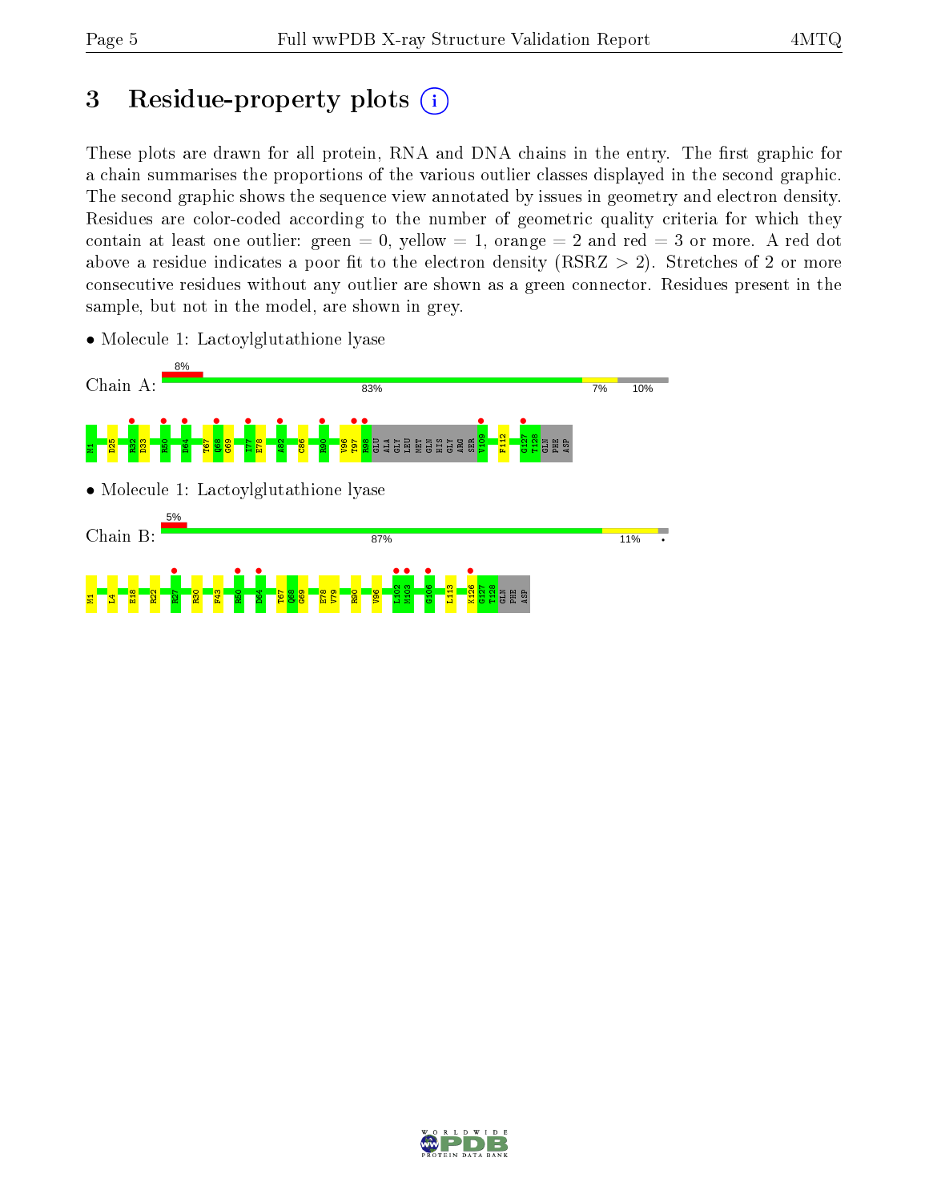# 3 Residue-property plots

These plots are drawn for all protein, RNA and DNA chains in the entry. The first graphic for a chain summarises the proportions of the various outlier classes displayed in the second graphic. The second graphic shows the sequence view annotated by issues in geometry and electron density. Residues are color-coded according to the number of geometric quality criteria for which they contain at least one outlier: green = 0, yellow = 1, orange = 2 and red = 3 or more. A red dot above a residue indicates a poor fit to the electron density (RSRZ > 2). Stretches of 2 or more consecutive residues without any outlier are shown as a green connector. Residues present in the sample, but not in the model, are shown in grey.

- Molecule 1: Lactoylglutathione lyase

Chain A: 8% | 83% | 7% | 10%

M1 D25 R32 D33 R50 D64 T67 Q68 G69 I77 E78 A82 C86 R90 V96 T97 R98 GLU ALA GLY LEU MET GLN HIS GLY ARG SER V109 F112 G127 T128 GLN PHE ASP

- Molecule 1: Lactoylglutathione lyase

Chain B: 5% | 87% | 11% | •

M1 L4 E18 R22 R27 R30 F43 R50 D64 T67 Q68 G69 E78 V79 R90 V96 L102 M103 G106 L113 K126 G127 T128 GLN PHE ASP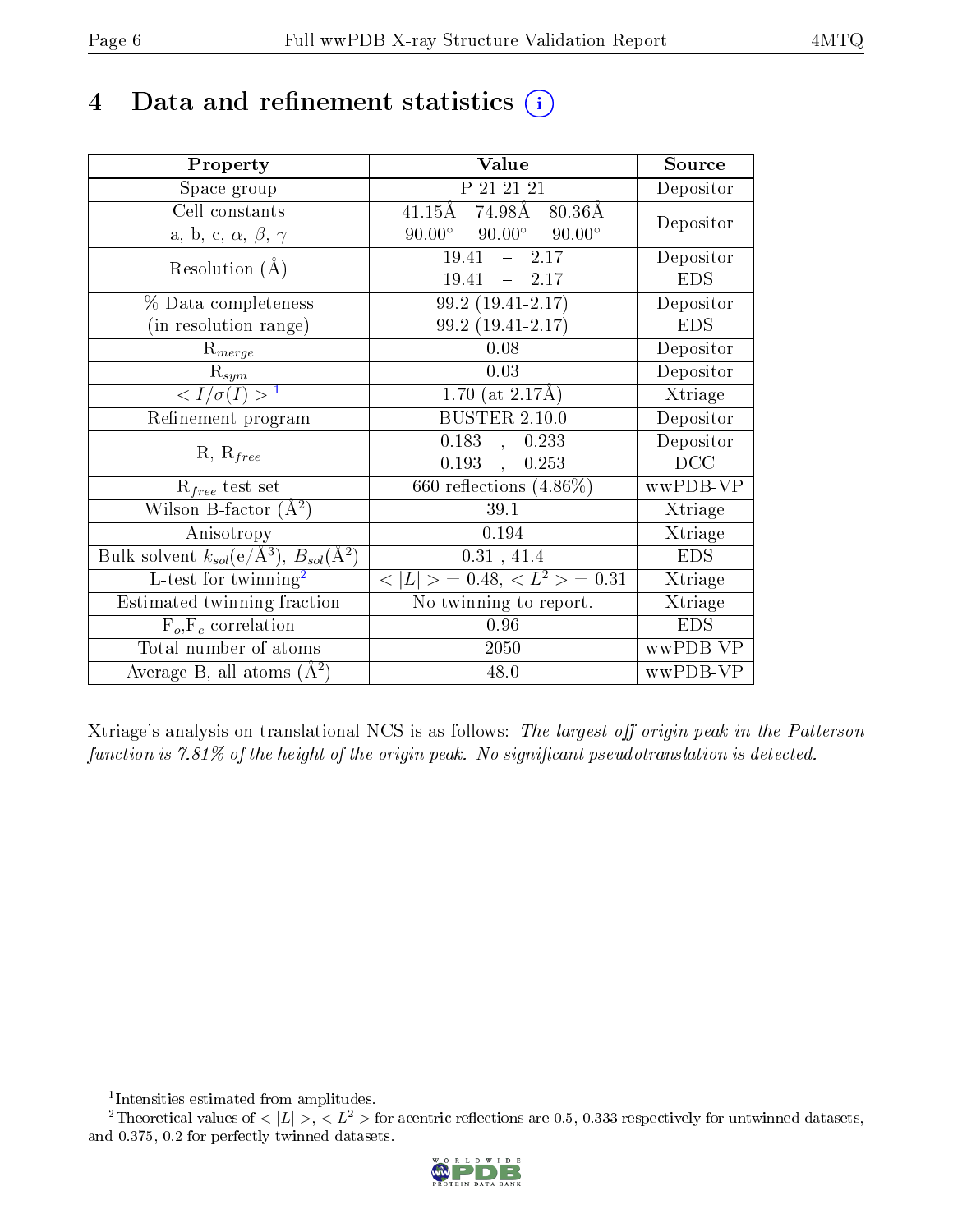# 4 Data and refinement statistics (i)

| Property | Value | Source |
|---|---|---|
| Space group | P 21 21 21 | Depositor |
| Cell constants<br>a, b, c, $\alpha$, $\beta$, $\gamma$ | 41.15Å 74.98Å 80.36Å<br>90.00° 90.00° 90.00° | Depositor |
| Resolution (Å) | 19.41 – 2.17<br>19.41 – 2.17 | Depositor<br>EDS |
| % Data completeness<br>(in resolution range) | 99.2 (19.41-2.17)<br>99.2 (19.41-2.17) | Depositor<br>EDS |
| $R_{merge}$ | 0.08 | Depositor |
| $R_{sym}$ | 0.03 | Depositor |
| $< I/\sigma(I) >$ [1] | 1.70 (at 2.17Å) | Xtriage |
| Refinement program | BUSTER 2.10.0 | Depositor |
| R, $R_{free}$ | 0.183 , 0.233<br>0.193 , 0.253 | Depositor<br>DCC |
| $R_{free}$ test set | 660 reflections (4.86%) | wwPDB-VP |
| Wilson B-factor (Å$^2$) | 39.1 | Xtriage |
| Anisotropy | 0.194 | Xtriage |
| Bulk solvent $k_{sol}$(e/Å$^3$), $B_{sol}$(Å$^2$) | 0.31 , 41.4 | EDS |
| L-test for twinning[2] | $< \|L\| >$ = 0.48, $< L^2 >$ = 0.31 | Xtriage |
| Estimated twinning fraction | No twinning to report. | Xtriage |
| $F_o$,$F_c$ correlation | 0.96 | EDS |
| Total number of atoms | 2050 | wwPDB-VP |
| Average B, all atoms (Å$^2$) | 48.0 | wwPDB-VP |

Xtriage's analysis on translational NCS is as follows: *The largest off-origin peak in the Patterson function is 7.81% of the height of the origin peak. No significant pseudotranslation is detected.*

[1] Intensities estimated from amplitudes.

[2] Theoretical values of $< |L| >$, $< L^2 >$ for acentric reflections are 0.5, 0.333 respectively for untwinned datasets, and 0.375, 0.2 for perfectly twinned datasets.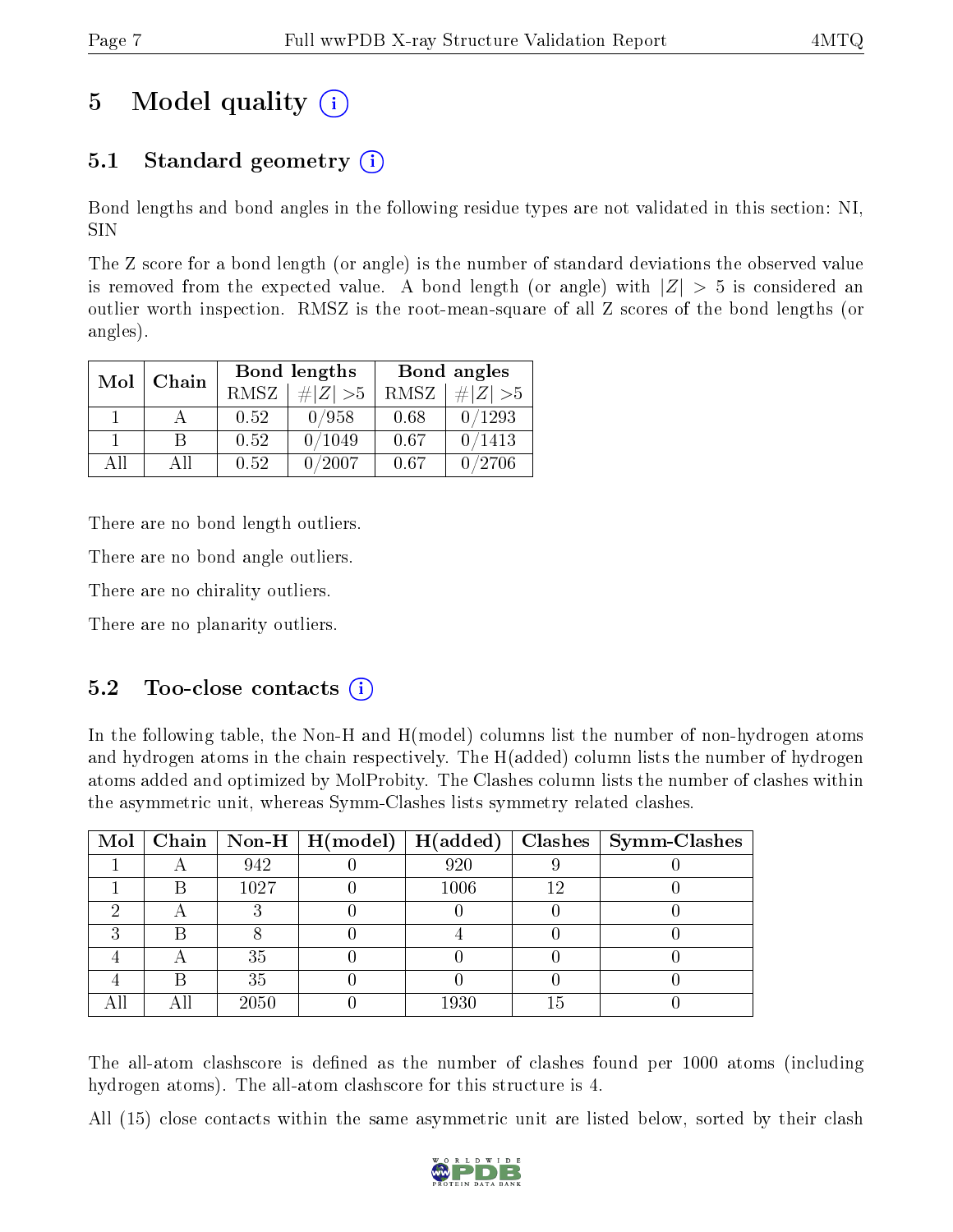# 5 Model quality (i)

## 5.1 Standard geometry (i)

Bond lengths and bond angles in the following residue types are not validated in this section: NI, SIN

The Z score for a bond length (or angle) is the number of standard deviations the observed value is removed from the expected value. A bond length (or angle) with $|Z| > 5$ is considered an outlier worth inspection. RMSZ is the root-mean-square of all Z scores of the bond lengths (or angles).

| Mol | Chain | Bond lengths | | Bond angles | |
|---|---|---|---|---|---|
| | | RMSZ | $\#\|Z\| > 5$ | RMSZ | $\#\|Z\| > 5$ |
| 1 | A | 0.52 | 0/958 | 0.68 | 0/1293 |
| 1 | B | 0.52 | 0/1049 | 0.67 | 0/1413 |
| All | All | 0.52 | 0/2007 | 0.67 | 0/2706 |

There are no bond length outliers.

There are no bond angle outliers.

There are no chirality outliers.

There are no planarity outliers.

## 5.2 Too-close contacts (i)

In the following table, the Non-H and H(model) columns list the number of non-hydrogen atoms and hydrogen atoms in the chain respectively. The H(added) column lists the number of hydrogen atoms added and optimized by MolProbity. The Clashes column lists the number of clashes within the asymmetric unit, whereas Symm-Clashes lists symmetry related clashes.

| Mol | Chain | Non-H | H(model) | H(added) | Clashes | Symm-Clashes |
|---|---|---|---|---|---|---|
| 1 | A | 942 | 0 | 920 | 9 | 0 |
| 1 | B | 1027 | 0 | 1006 | 12 | 0 |
| 2 | A | 3 | 0 | 0 | 0 | 0 |
| 3 | B | 8 | 0 | 4 | 0 | 0 |
| 4 | A | 35 | 0 | 0 | 0 | 0 |
| 4 | B | 35 | 0 | 0 | 0 | 0 |
| All | All | 2050 | 0 | 1930 | 15 | 0 |

The all-atom clashscore is defined as the number of clashes found per 1000 atoms (including hydrogen atoms). The all-atom clashscore for this structure is 4.

All (15) close contacts within the same asymmetric unit are listed below, sorted by their clash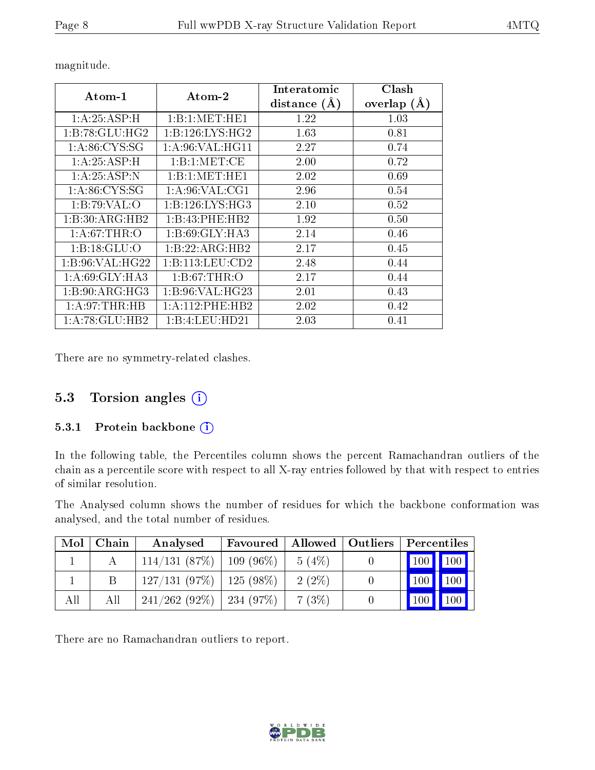magnitude.

| Atom-1 | Atom-2 | Interatomic distance (Å) | Clash overlap (Å) |
|---|---|---|---|
| 1:A:25:ASP:H | 1:B:1:MET:HE1 | 1.22 | 1.03 |
| 1:B:78:GLU:HG2 | 1:B:126:LYS:HG2 | 1.63 | 0.81 |
| 1:A:86:CYS:SG | 1:A:96:VAL:HG11 | 2.27 | 0.74 |
| 1:A:25:ASP:H | 1:B:1:MET:CE | 2.00 | 0.72 |
| 1:A:25:ASP:N | 1:B:1:MET:HE1 | 2.02 | 0.69 |
| 1:A:86:CYS:SG | 1:A:96:VAL:CG1 | 2.96 | 0.54 |
| 1:B:79:VAL:O | 1:B:126:LYS:HG3 | 2.10 | 0.52 |
| 1:B:30:ARG:HB2 | 1:B:43:PHE:HB2 | 1.92 | 0.50 |
| 1:A:67:THR:O | 1:B:69:GLY:HA3 | 2.14 | 0.46 |
| 1:B:18:GLU:O | 1:B:22:ARG:HB2 | 2.17 | 0.45 |
| 1:B:96:VAL:HG22 | 1:B:113:LEU:CD2 | 2.48 | 0.44 |
| 1:A:69:GLY:HA3 | 1:B:67:THR:O | 2.17 | 0.44 |
| 1:B:90:ARG:HG3 | 1:B:96:VAL:HG23 | 2.01 | 0.43 |
| 1:A:97:THR:HB | 1:A:112:PHE:HB2 | 2.02 | 0.42 |
| 1:A:78:GLU:HB2 | 1:B:4:LEU:HD21 | 2.03 | 0.41 |

There are no symmetry-related clashes.

## 5.3 Torsion angles

### 5.3.1 Protein backbone

In the following table, the Percentiles column shows the percent Ramachandran outliers of the chain as a percentile score with respect to all X-ray entries followed by that with respect to entries of similar resolution.

The Analysed column shows the number of residues for which the backbone conformation was analysed, and the total number of residues.

| Mol | Chain | Analysed | Favoured | Allowed | Outliers | Percentiles | |
|---|---|---|---|---|---|---|---|
| 1 | A | 114/131 (87%) | 109 (96%) | 5 (4%) | 0 | 100 | 100 |
| 1 | B | 127/131 (97%) | 125 (98%) | 2 (2%) | 0 | 100 | 100 |
| All | All | 241/262 (92%) | 234 (97%) | 7 (3%) | 0 | 100 | 100 |

There are no Ramachandran outliers to report.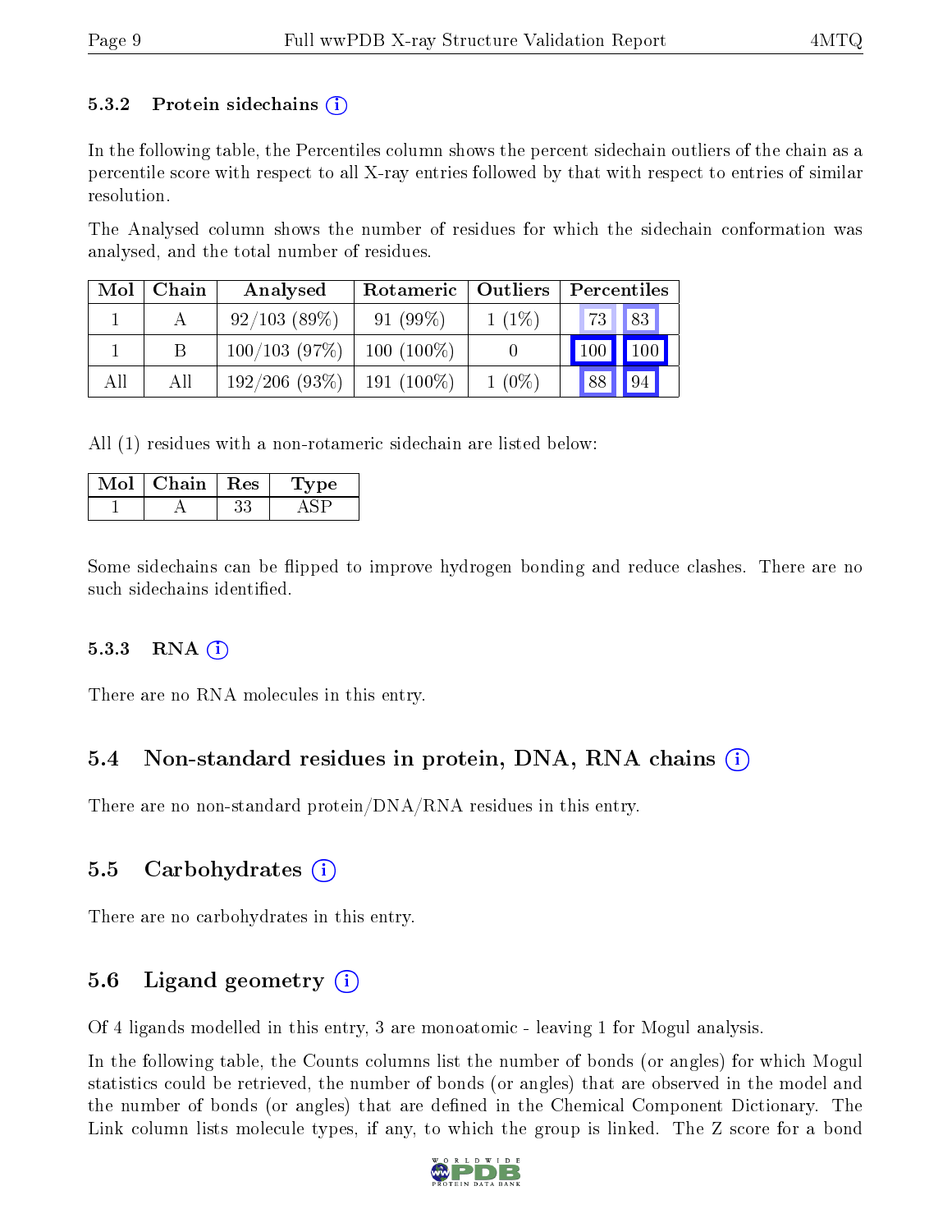### 5.3.2 Protein sidechains (i)

In the following table, the Percentiles column shows the percent sidechain outliers of the chain as a percentile score with respect to all X-ray entries followed by that with respect to entries of similar resolution.

The Analysed column shows the number of residues for which the sidechain conformation was analysed, and the total number of residues.

| Mol | Chain | Analysed | Rotameric | Outliers | Percentiles | |
|---|---|---|---|---|---|---|
| 1 | A | 92/103 (89%) | 91 (99%) | 1 (1%) | 73 | 83 |
| 1 | B | 100/103 (97%) | 100 (100%) | 0 | 100 | 100 |
| All | All | 192/206 (93%) | 191 (100%) | 1 (0%) | 88 | 94 |

All (1) residues with a non-rotameric sidechain are listed below:

| Mol | Chain | Res | Type |
|---|---|---|---|
| 1 | A | 33 | ASP |

Some sidechains can be flipped to improve hydrogen bonding and reduce clashes. There are no such sidechains identified.

### 5.3.3 RNA (i)

There are no RNA molecules in this entry.

## 5.4 Non-standard residues in protein, DNA, RNA chains (i)

There are no non-standard protein/DNA/RNA residues in this entry.

## 5.5 Carbohydrates (i)

There are no carbohydrates in this entry.

## 5.6 Ligand geometry (i)

Of 4 ligands modelled in this entry, 3 are monoatomic - leaving 1 for Mogul analysis.

In the following table, the Counts columns list the number of bonds (or angles) for which Mogul statistics could be retrieved, the number of bonds (or angles) that are observed in the model and the number of bonds (or angles) that are defined in the Chemical Component Dictionary. The Link column lists molecule types, if any, to which the group is linked. The Z score for a bond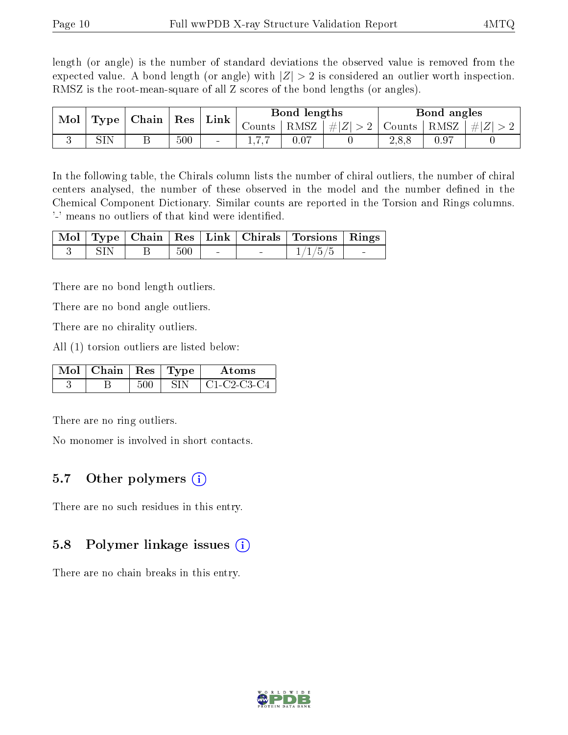length (or angle) is the number of standard deviations the observed value is removed from the expected value. A bond length (or angle) with $|Z| > 2$ is considered an outlier worth inspection. RMSZ is the root-mean-square of all Z scores of the bond lengths (or angles).

| Mol | Type | Chain | Res | Link | Bond lengths | | | Bond angles | | |
|---|---|---|---|---|---|---|---|---|---|---|
| | | | | | Counts | RMSZ | $\#\|Z\| > 2$ | Counts | RMSZ | $\#\|Z\| > 2$ |
| 3 | SIN | B | 500 | - | 1,7,7 | 0.07 | 0 | 2,8,8 | 0.97 | 0 |

In the following table, the Chirals column lists the number of chiral outliers, the number of chiral centers analysed, the number of these observed in the model and the number defined in the Chemical Component Dictionary. Similar counts are reported in the Torsion and Rings columns. '-' means no outliers of that kind were identified.

| Mol | Type | Chain | Res | Link | Chirals | Torsions | Rings |
|---|---|---|---|---|---|---|---|
| 3 | SIN | B | 500 | - | - | 1/1/5/5 | - |

There are no bond length outliers.

There are no bond angle outliers.

There are no chirality outliers.

All (1) torsion outliers are listed below:

| Mol | Chain | Res | Type | Atoms |
|---|---|---|---|---|
| 3 | B | 500 | SIN | C1-C2-C3-C4 |

There are no ring outliers.

No monomer is involved in short contacts.

## 5.7 Other polymers

There are no such residues in this entry.

## 5.8 Polymer linkage issues

There are no chain breaks in this entry.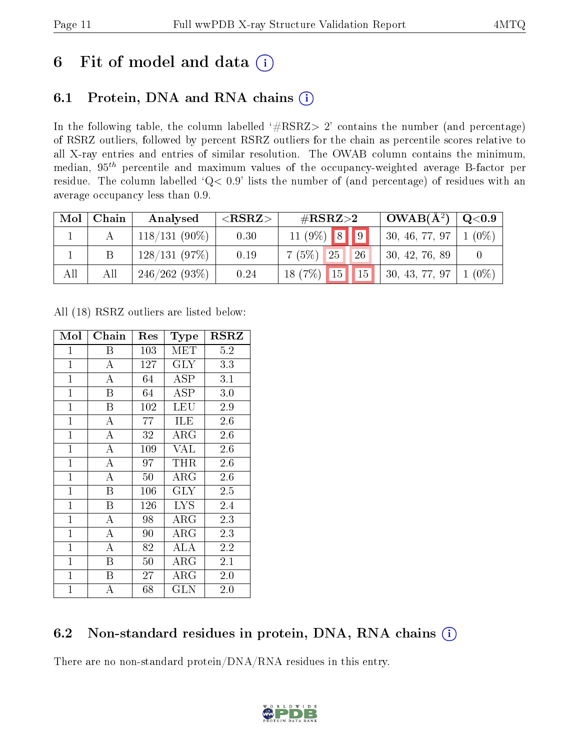# 6 Fit of model and data (i)

## 6.1 Protein, DNA and RNA chains (i)

In the following table, the column labelled '#RSRZ> 2' contains the number (and percentage) of RSRZ outliers, followed by percent RSRZ outliers for the chain as percentile scores relative to all X-ray entries and entries of similar resolution. The OWAB column contains the minimum, median, $95^{th}$ percentile and maximum values of the occupancy-weighted average B-factor per residue. The column labelled 'Q< 0.9' lists the number of (and percentage) of residues with an average occupancy less than 0.9.

| Mol | Chain | Analysed | <RSRZ> | #RSRZ>2 | | | OWAB(Å$^2$) | Q<0.9 |
|---|---|---|---|---|---|---|---|---|
| 1 | A | 118/131 (90%) | 0.30 | 11 (9%) | 8 | 9 | 30, 46, 77, 97 | 1 (0%) |
| 1 | B | 128/131 (97%) | 0.19 | 7 (5%) | 25 | 26 | 30, 42, 76, 89 | 0 |
| All | All | 246/262 (93%) | 0.24 | 18 (7%) | 15 | 15 | 30, 43, 77, 97 | 1 (0%) |

All (18) RSRZ outliers are listed below:

| Mol | Chain | Res | Type | RSRZ |
|---|---|---|---|---|
| 1 | B | 103 | MET | 5.2 |
| 1 | A | 127 | GLY | 3.3 |
| 1 | A | 64 | ASP | 3.1 |
| 1 | B | 64 | ASP | 3.0 |
| 1 | B | 102 | LEU | 2.9 |
| 1 | A | 77 | ILE | 2.6 |
| 1 | A | 32 | ARG | 2.6 |
| 1 | A | 109 | VAL | 2.6 |
| 1 | A | 97 | THR | 2.6 |
| 1 | A | 50 | ARG | 2.6 |
| 1 | B | 106 | GLY | 2.5 |
| 1 | B | 126 | LYS | 2.4 |
| 1 | A | 98 | ARG | 2.3 |
| 1 | A | 90 | ARG | 2.3 |
| 1 | A | 82 | ALA | 2.2 |
| 1 | B | 50 | ARG | 2.1 |
| 1 | B | 27 | ARG | 2.0 |
| 1 | A | 68 | GLN | 2.0 |

## 6.2 Non-standard residues in protein, DNA, RNA chains (i)

There are no non-standard protein/DNA/RNA residues in this entry.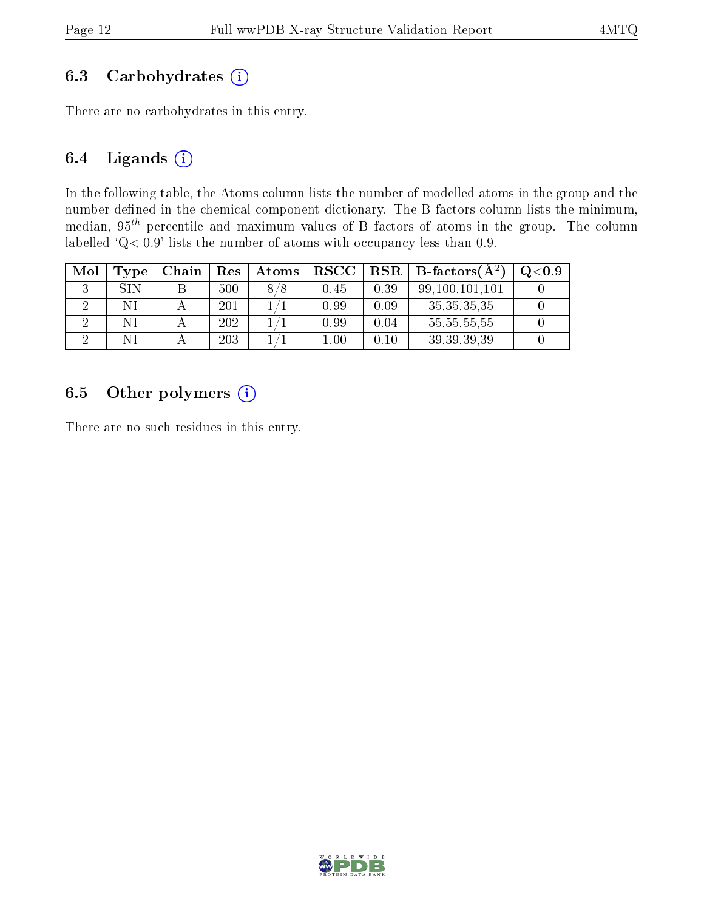### 6.3 Carbohydrates ⓘ

There are no carbohydrates in this entry.

### 6.4 Ligands ⓘ

In the following table, the Atoms column lists the number of modelled atoms in the group and the number defined in the chemical component dictionary. The B-factors column lists the minimum, median, $95^{th}$ percentile and maximum values of B factors of atoms in the group. The column labelled 'Q< 0.9' lists the number of atoms with occupancy less than 0.9.

| Mol | Type | Chain | Res | Atoms | RSCC | RSR | B-factors($Å^2$) | Q<0.9 |
|---|---|---|---|---|---|---|---|---|
| 3 | SIN | B | 500 | 8/8 | 0.45 | 0.39 | 99,100,101,101 | 0 |
| 2 | NI | A | 201 | 1/1 | 0.99 | 0.09 | 35,35,35,35 | 0 |
| 2 | NI | A | 202 | 1/1 | 0.99 | 0.04 | 55,55,55,55 | 0 |
| 2 | NI | A | 203 | 1/1 | 1.00 | 0.10 | 39,39,39,39 | 0 |

### 6.5 Other polymers ⓘ

There are no such residues in this entry.